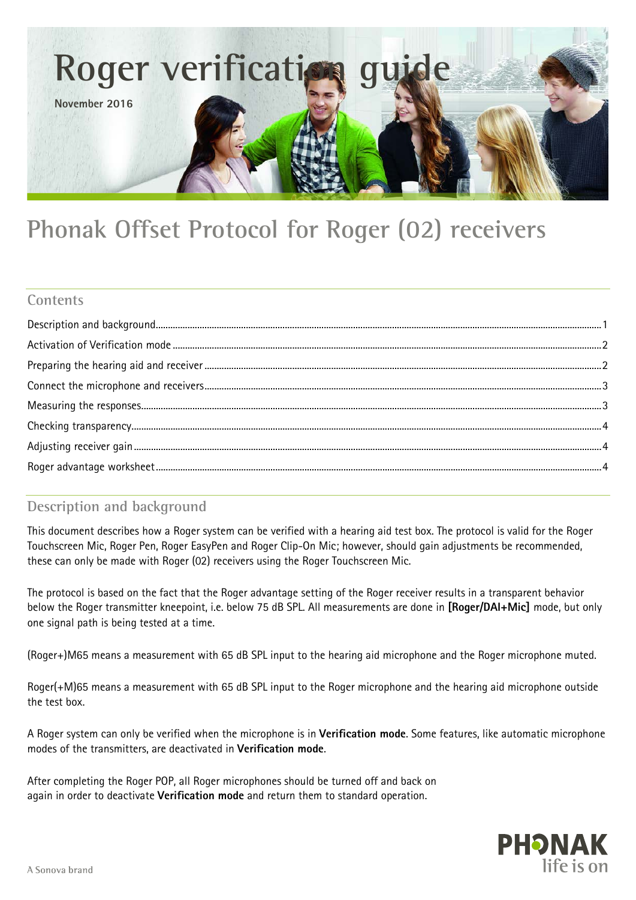# Roger verification guide

**November 2016**

## Phonak Offset Protocol for Roger (02) receivers

### Contents

Description and background.....1
Activation of Verification mode.....2
Preparing the hearing aid and receiver.....2
Connect the microphone and receivers.....3
Measuring the responses.....3
Checking transparency.....4
Adjusting receiver gain.....4
Roger advantage worksheet.....4

### Description and background

This document describes how a Roger system can be verified with a hearing aid test box. The protocol is valid for the Roger Touchscreen Mic, Roger Pen, Roger EasyPen and Roger Clip-On Mic; however, should gain adjustments be recommended, these can only be made with Roger (02) receivers using the Roger Touchscreen Mic.

The protocol is based on the fact that the Roger advantage setting of the Roger receiver results in a transparent behavior below the Roger transmitter kneepoint, i.e. below 75 dB SPL. All measurements are done in **[Roger/DAI+Mic]** mode, but only one signal path is being tested at a time.

(Roger+)M65 means a measurement with 65 dB SPL input to the hearing aid microphone and the Roger microphone muted.

Roger(+M)65 means a measurement with 65 dB SPL input to the Roger microphone and the hearing aid microphone outside the test box.

A Roger system can only be verified when the microphone is in **Verification mode**. Some features, like automatic microphone modes of the transmitters, are deactivated in **Verification mode**.

After completing the Roger POP, all Roger microphones should be turned off and back on again in order to deactivate **Verification mode** and return them to standard operation.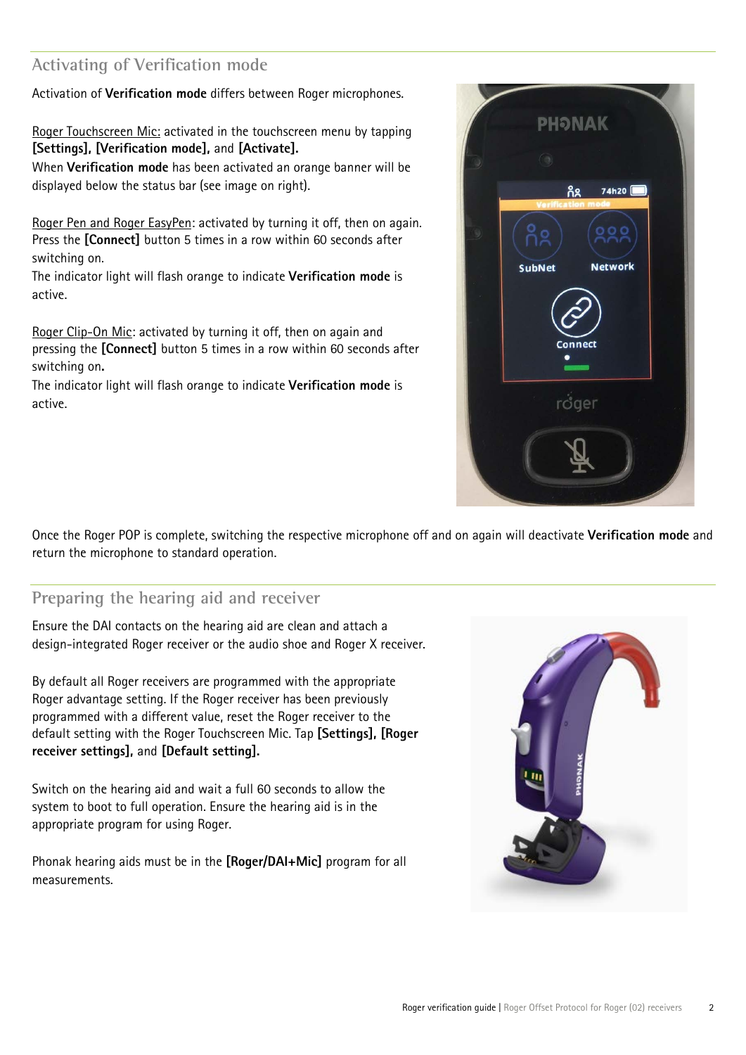## Activating of Verification mode

Activation of **Verification mode** differs between Roger microphones.

Roger Touchscreen Mic: activated in the touchscreen menu by tapping **[Settings], [Verification mode],** and **[Activate].**
When **Verification mode** has been activated an orange banner will be displayed below the status bar (see image on right).

Roger Pen and Roger EasyPen: activated by turning it off, then on again. Press the **[Connect]** button 5 times in a row within 60 seconds after switching on.
The indicator light will flash orange to indicate **Verification mode** is active.

Roger Clip-On Mic: activated by turning it off, then on again and pressing the **[Connect]** button 5 times in a row within 60 seconds after switching on**.**
The indicator light will flash orange to indicate **Verification mode** is active.

Once the Roger POP is complete, switching the respective microphone off and on again will deactivate **Verification mode** and return the microphone to standard operation.

## Preparing the hearing aid and receiver

Ensure the DAI contacts on the hearing aid are clean and attach a design-integrated Roger receiver or the audio shoe and Roger X receiver.

By default all Roger receivers are programmed with the appropriate Roger advantage setting. If the Roger receiver has been previously programmed with a different value, reset the Roger receiver to the default setting with the Roger Touchscreen Mic. Tap **[Settings], [Roger receiver settings],** and **[Default setting].**

Switch on the hearing aid and wait a full 60 seconds to allow the system to boot to full operation. Ensure the hearing aid is in the appropriate program for using Roger.

Phonak hearing aids must be in the **[Roger/DAI+Mic]** program for all measurements.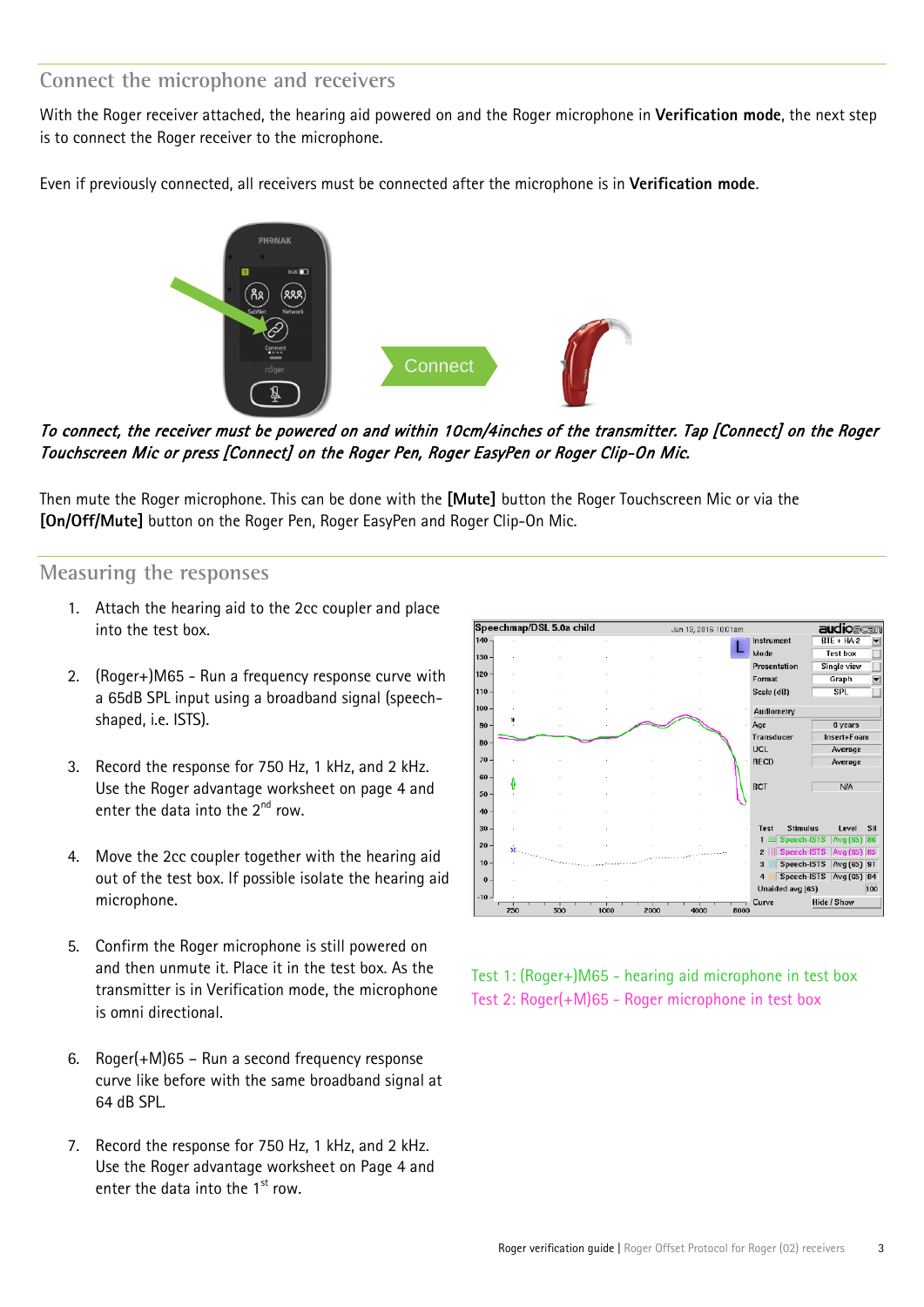## Connect the microphone and receivers

With the Roger receiver attached, the hearing aid powered on and the Roger microphone in **Verification mode**, the next step is to connect the Roger receiver to the microphone.

Even if previously connected, all receivers must be connected after the microphone is in **Verification mode**.

*To connect, the receiver must be powered on and within 10cm/4inches of the transmitter. Tap [Connect] on the Roger Touchscreen Mic or press [Connect] on the Roger Pen, Roger EasyPen or Roger Clip-On Mic.*

Then mute the Roger microphone. This can be done with the **[Mute]** button the Roger Touchscreen Mic or via the **[On/Off/Mute]** button on the Roger Pen, Roger EasyPen and Roger Clip-On Mic.

## Measuring the responses

1. Attach the hearing aid to the 2cc coupler and place into the test box.
2. (Roger+)M65 - Run a frequency response curve with a 65dB SPL input using a broadband signal (speech-shaped, i.e. ISTS).
3. Record the response for 750 Hz, 1 kHz, and 2 kHz. Use the Roger advantage worksheet on page 4 and enter the data into the 2nd row.
4. Move the 2cc coupler together with the hearing aid out of the test box. If possible isolate the hearing aid microphone.
5. Confirm the Roger microphone is still powered on and then unmute it. Place it in the test box. As the transmitter is in Verification mode, the microphone is omni directional.
6. Roger(+M)65 – Run a second frequency response curve like before with the same broadband signal at 64 dB SPL.
7. Record the response for 750 Hz, 1 kHz, and 2 kHz. Use the Roger advantage worksheet on Page 4 and enter the data into the 1st row.

Test 1: (Roger+)M65 - hearing aid microphone in test box
Test 2: Roger(+M)65 - Roger microphone in test box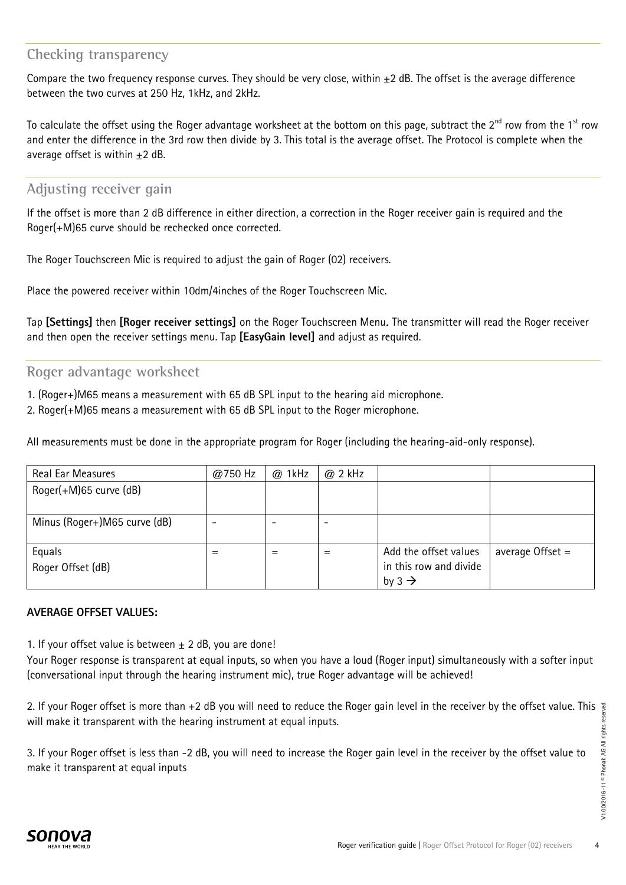## Checking transparency

Compare the two frequency response curves. They should be very close, within ±2 dB. The offset is the average difference between the two curves at 250 Hz, 1kHz, and 2kHz.

To calculate the offset using the Roger advantage worksheet at the bottom on this page, subtract the 2nd row from the 1st row and enter the difference in the 3rd row then divide by 3. This total is the average offset. The Protocol is complete when the average offset is within ±2 dB.

## Adjusting receiver gain

If the offset is more than 2 dB difference in either direction, a correction in the Roger receiver gain is required and the Roger(+M)65 curve should be rechecked once corrected.

The Roger Touchscreen Mic is required to adjust the gain of Roger (02) receivers.

Place the powered receiver within 10dm/4inches of the Roger Touchscreen Mic.

Tap **[Settings]** then **[Roger receiver settings]** on the Roger Touchscreen Menu**.** The transmitter will read the Roger receiver and then open the receiver settings menu. Tap **[EasyGain level]** and adjust as required.

## Roger advantage worksheet

1. (Roger+)M65 means a measurement with 65 dB SPL input to the hearing aid microphone.
2. Roger(+M)65 means a measurement with 65 dB SPL input to the Roger microphone.

All measurements must be done in the appropriate program for Roger (including the hearing-aid-only response).

| Real Ear Measures | @750 Hz | @ 1kHz | @ 2 kHz | | |
|---|---|---|---|---|---|
| Roger(+M)65 curve (dB) | | | | | |
| Minus (Roger+)M65 curve (dB) | - | - | - | | |
| Equals Roger Offset (dB) | = | = | = | Add the offset values in this row and divide by 3 → | average Offset = |

**AVERAGE OFFSET VALUES:**

1. If your offset value is between ± 2 dB, you are done!
Your Roger response is transparent at equal inputs, so when you have a loud (Roger input) simultaneously with a softer input (conversational input through the hearing instrument mic), true Roger advantage will be achieved!

2. If your Roger offset is more than +2 dB you will need to reduce the Roger gain level in the receiver by the offset value. This will make it transparent with the hearing instrument at equal inputs.

3. If your Roger offset is less than -2 dB, you will need to increase the Roger gain level in the receiver by the offset value to make it transparent at equal inputs